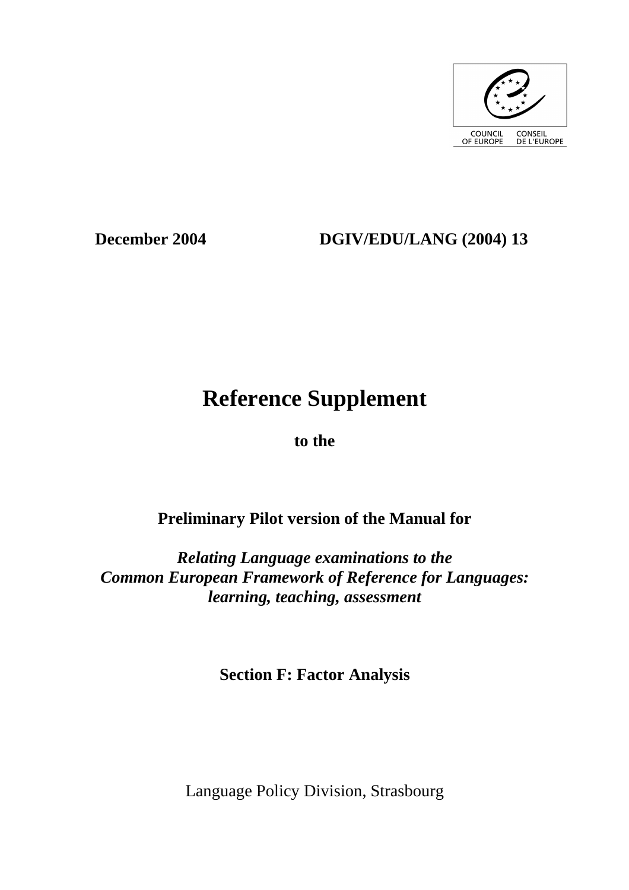COUNCIL OF EUROPE CONSEIL DE L'EUROPE

**December 2004** **DGIV/EDU/LANG (2004) 13**

# Reference Supplement

**to the**

**Preliminary Pilot version of the Manual for**

***Relating Language examinations to the Common European Framework of Reference for Languages: learning, teaching, assessment***

**Section F: Factor Analysis**

Language Policy Division, Strasbourg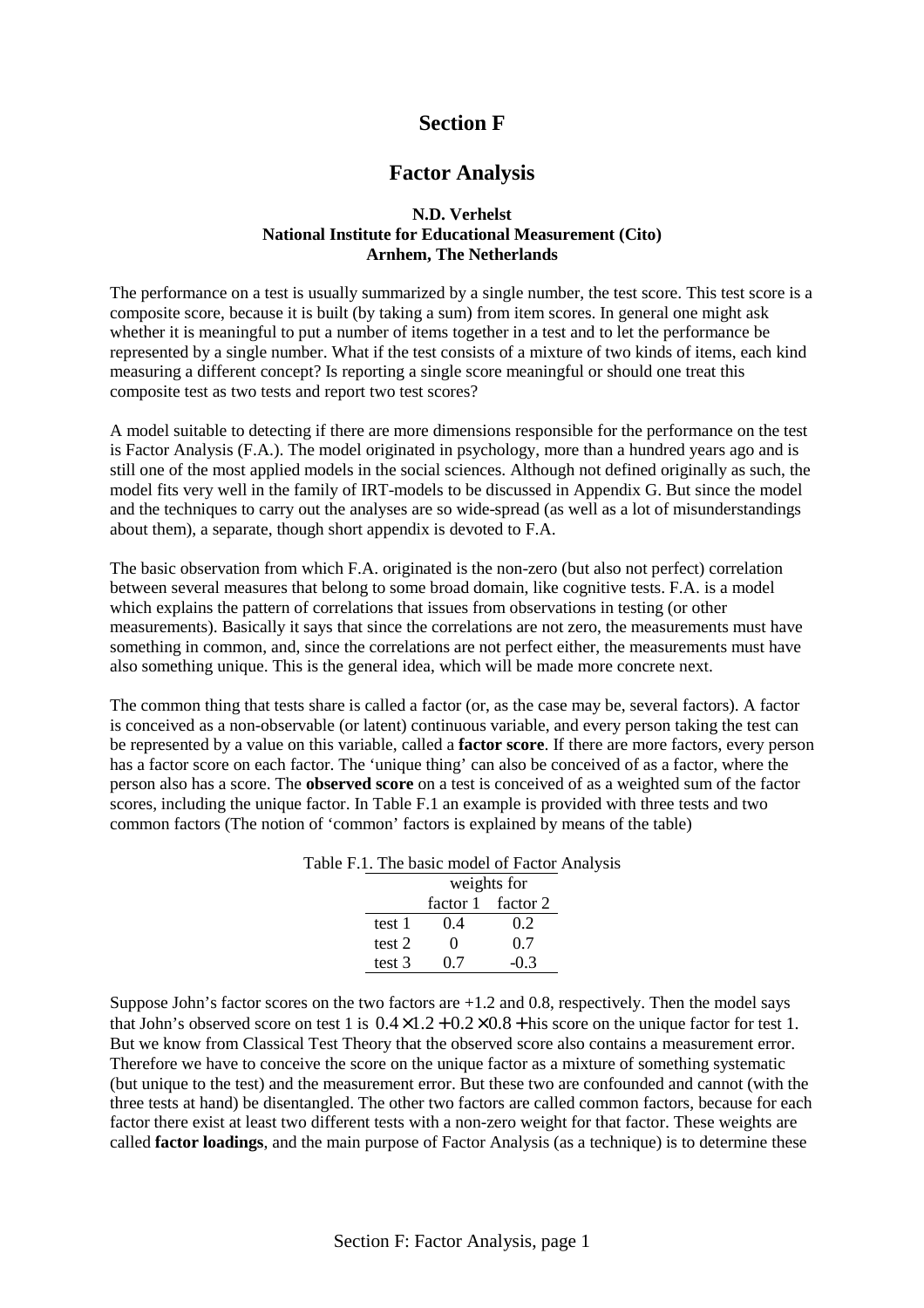# Section F

# Factor Analysis

**N.D. Verhelst**
**National Institute for Educational Measurement (Cito)**
**Arnhem, The Netherlands**

The performance on a test is usually summarized by a single number, the test score. This test score is a composite score, because it is built (by taking a sum) from item scores. In general one might ask whether it is meaningful to put a number of items together in a test and to let the performance be represented by a single number. What if the test consists of a mixture of two kinds of items, each kind measuring a different concept? Is reporting a single score meaningful or should one treat this composite test as two tests and report two test scores?

A model suitable to detecting if there are more dimensions responsible for the performance on the test is Factor Analysis (F.A.). The model originated in psychology, more than a hundred years ago and is still one of the most applied models in the social sciences. Although not defined originally as such, the model fits very well in the family of IRT-models to be discussed in Appendix G. But since the model and the techniques to carry out the analyses are so wide-spread (as well as a lot of misunderstandings about them), a separate, though short appendix is devoted to F.A.

The basic observation from which F.A. originated is the non-zero (but also not perfect) correlation between several measures that belong to some broad domain, like cognitive tests. F.A. is a model which explains the pattern of correlations that issues from observations in testing (or other measurements). Basically it says that since the correlations are not zero, the measurements must have something in common, and, since the correlations are not perfect either, the measurements must have also something unique. This is the general idea, which will be made more concrete next.

The common thing that tests share is called a factor (or, as the case may be, several factors). A factor is conceived as a non-observable (or latent) continuous variable, and every person taking the test can be represented by a value on this variable, called a **factor score**. If there are more factors, every person has a factor score on each factor. The 'unique thing' can also be conceived of as a factor, where the person also has a score. The **observed score** on a test is conceived of as a weighted sum of the factor scores, including the unique factor. In Table F.1 an example is provided with three tests and two common factors (The notion of 'common' factors is explained by means of the table)

Table F.1. The basic model of Factor Analysis

| | weights for | |
|---|---|---|
| | factor 1 | factor 2 |
| test 1 | 0.4 | 0.2 |
| test 2 | 0 | 0.7 |
| test 3 | 0.7 | -0.3 |

Suppose John's factor scores on the two factors are +1.2 and 0.8, respectively. Then the model says that John's observed score on test 1 is $0.4 \times 1.2 + 0.2 \times 0.8 +$ his score on the unique factor for test 1. But we know from Classical Test Theory that the observed score also contains a measurement error. Therefore we have to conceive the score on the unique factor as a mixture of something systematic (but unique to the test) and the measurement error. But these two are confounded and cannot (with the three tests at hand) be disentangled. The other two factors are called common factors, because for each factor there exist at least two different tests with a non-zero weight for that factor. These weights are called **factor loadings**, and the main purpose of Factor Analysis (as a technique) is to determine these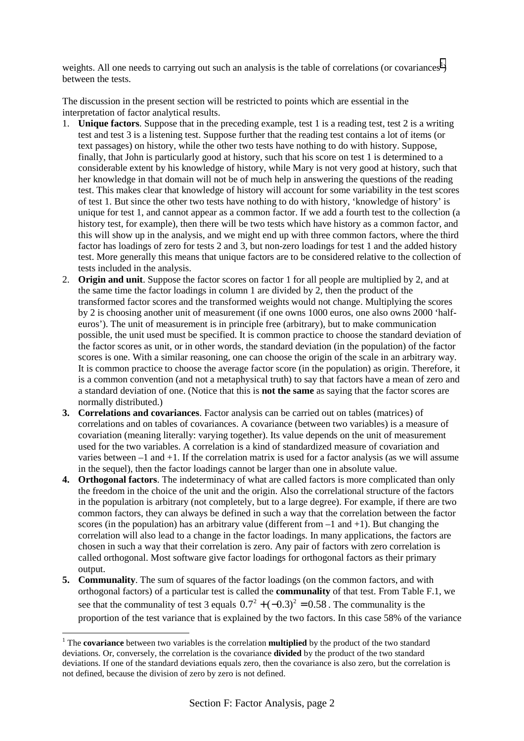weights. All one needs to carrying out such an analysis is the table of correlations (or covariances[1]) between the tests.

The discussion in the present section will be restricted to points which are essential in the interpretation of factor analytical results.

1. **Unique factors**. Suppose that in the preceding example, test 1 is a reading test, test 2 is a writing test and test 3 is a listening test. Suppose further that the reading test contains a lot of items (or text passages) on history, while the other two tests have nothing to do with history. Suppose, finally, that John is particularly good at history, such that his score on test 1 is determined to a considerable extent by his knowledge of history, while Mary is not very good at history, such that her knowledge in that domain will not be of much help in answering the questions of the reading test. This makes clear that knowledge of history will account for some variability in the test scores of test 1. But since the other two tests have nothing to do with history, 'knowledge of history' is unique for test 1, and cannot appear as a common factor. If we add a fourth test to the collection (a history test, for example), then there will be two tests which have history as a common factor, and this will show up in the analysis, and we might end up with three common factors, where the third factor has loadings of zero for tests 2 and 3, but non-zero loadings for test 1 and the added history test. More generally this means that unique factors are to be considered relative to the collection of tests included in the analysis.
2. **Origin and unit**. Suppose the factor scores on factor 1 for all people are multiplied by 2, and at the same time the factor loadings in column 1 are divided by 2, then the product of the transformed factor scores and the transformed weights would not change. Multiplying the scores by 2 is choosing another unit of measurement (if one owns 1000 euros, one also owns 2000 'half-euros'). The unit of measurement is in principle free (arbitrary), but to make communication possible, the unit used must be specified. It is common practice to choose the standard deviation of the factor scores as unit, or in other words, the standard deviation (in the population) of the factor scores is one. With a similar reasoning, one can choose the origin of the scale in an arbitrary way. It is common practice to choose the average factor score (in the population) as origin. Therefore, it is a common convention (and not a metaphysical truth) to say that factors have a mean of zero and a standard deviation of one. (Notice that this is **not the same** as saying that the factor scores are normally distributed.)
3. **Correlations and covariances**. Factor analysis can be carried out on tables (matrices) of correlations and on tables of covariances. A covariance (between two variables) is a measure of covariation (meaning literally: varying together). Its value depends on the unit of measurement used for the two variables. A correlation is a kind of standardized measure of covariation and varies between –1 and +1. If the correlation matrix is used for a factor analysis (as we will assume in the sequel), then the factor loadings cannot be larger than one in absolute value.
4. **Orthogonal factors**. The indeterminacy of what are called factors is more complicated than only the freedom in the choice of the unit and the origin. Also the correlational structure of the factors in the population is arbitrary (not completely, but to a large degree). For example, if there are two common factors, they can always be defined in such a way that the correlation between the factor scores (in the population) has an arbitrary value (different from –1 and +1). But changing the correlation will also lead to a change in the factor loadings. In many applications, the factors are chosen in such a way that their correlation is zero. Any pair of factors with zero correlation is called orthogonal. Most software give factor loadings for orthogonal factors as their primary output.
5. **Communality**. The sum of squares of the factor loadings (on the common factors, and with orthogonal factors) of a particular test is called the **communality** of that test. From Table F.1, we see that the communality of test 3 equals $0.7^2 + (-0.3)^2 = 0.58$. The communality is the proportion of the test variance that is explained by the two factors. In this case 58% of the variance

[1] The **covariance** between two variables is the correlation **multiplied** by the product of the two standard deviations. Or, conversely, the correlation is the covariance **divided** by the product of the two standard deviations. If one of the standard deviations equals zero, then the covariance is also zero, but the correlation is not defined, because the division of zero by zero is not defined.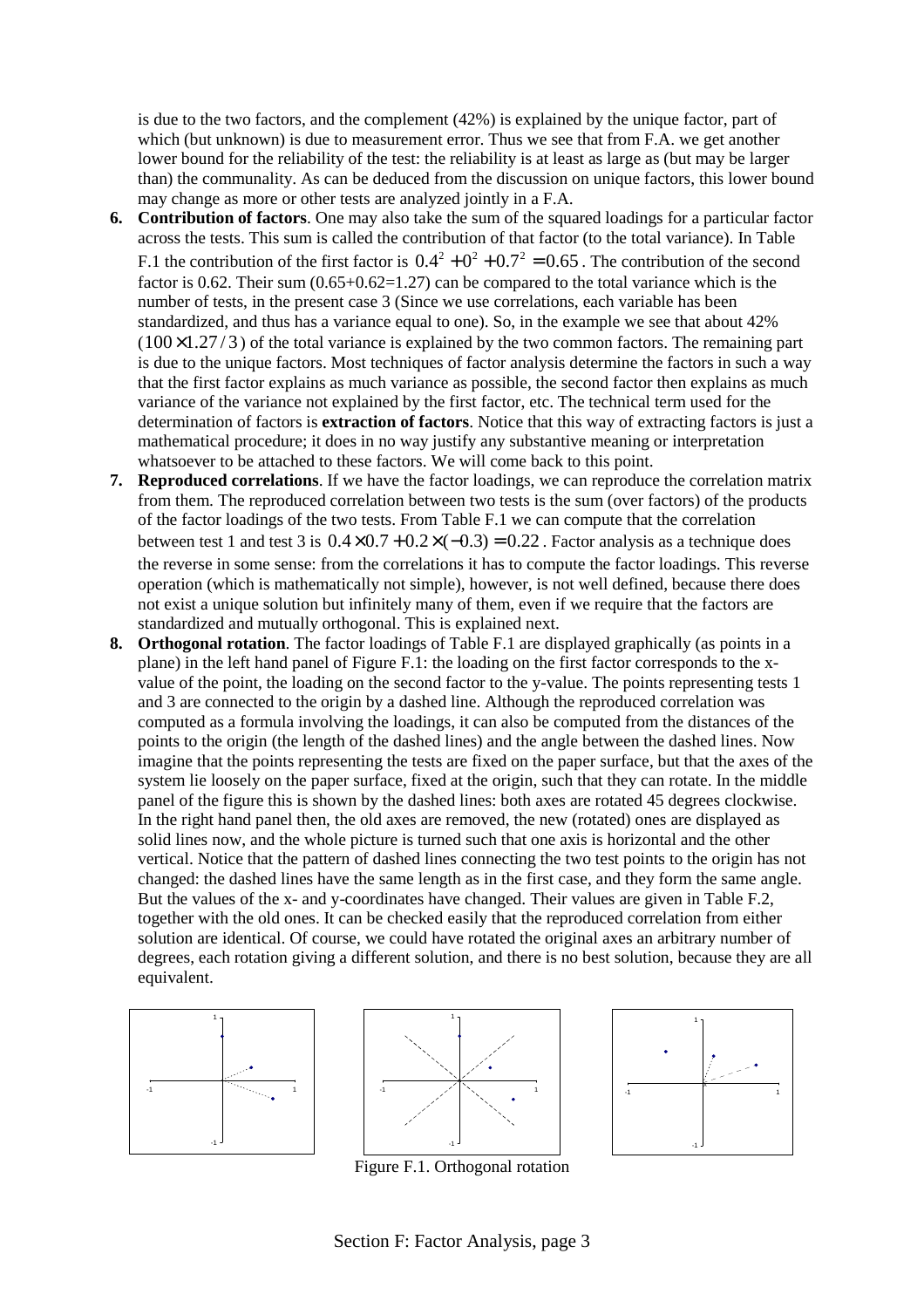is due to the two factors, and the complement (42%) is explained by the unique factor, part of which (but unknown) is due to measurement error. Thus we see that from F.A. we get another lower bound for the reliability of the test: the reliability is at least as large as (but may be larger than) the communality. As can be deduced from the discussion on unique factors, this lower bound may change as more or other tests are analyzed jointly in a F.A.

6. **Contribution of factors**. One may also take the sum of the squared loadings for a particular factor across the tests. This sum is called the contribution of that factor (to the total variance). In Table F.1 the contribution of the first factor is $0.4^2 + 0^2 + 0.7^2 = 0.65$. The contribution of the second factor is 0.62. Their sum (0.65+0.62=1.27) can be compared to the total variance which is the number of tests, in the present case 3 (Since we use correlations, each variable has been standardized, and thus has a variance equal to one). So, in the example we see that about 42% ($100 \times 1.27/3$) of the total variance is explained by the two common factors. The remaining part is due to the unique factors. Most techniques of factor analysis determine the factors in such a way that the first factor explains as much variance as possible, the second factor then explains as much variance of the variance not explained by the first factor, etc. The technical term used for the determination of factors is **extraction of factors**. Notice that this way of extracting factors is just a mathematical procedure; it does in no way justify any substantive meaning or interpretation whatsoever to be attached to these factors. We will come back to this point.

7. **Reproduced correlations**. If we have the factor loadings, we can reproduce the correlation matrix from them. The reproduced correlation between two tests is the sum (over factors) of the products of the factor loadings of the two tests. From Table F.1 we can compute that the correlation between test 1 and test 3 is $0.4 \times 0.7 + 0.2 \times (-0.3) = 0.22$. Factor analysis as a technique does the reverse in some sense: from the correlations it has to compute the factor loadings. This reverse operation (which is mathematically not simple), however, is not well defined, because there does not exist a unique solution but infinitely many of them, even if we require that the factors are standardized and mutually orthogonal. This is explained next.

8. **Orthogonal rotation**. The factor loadings of Table F.1 are displayed graphically (as points in a plane) in the left hand panel of Figure F.1: the loading on the first factor corresponds to the x-value of the point, the loading on the second factor to the y-value. The points representing tests 1 and 3 are connected to the origin by a dashed line. Although the reproduced correlation was computed as a formula involving the loadings, it can also be computed from the distances of the points to the origin (the length of the dashed lines) and the angle between the dashed lines. Now imagine that the points representing the tests are fixed on the paper surface, but that the axes of the system lie loosely on the paper surface, fixed at the origin, such that they can rotate. In the middle panel of the figure this is shown by the dashed lines: both axes are rotated 45 degrees clockwise. In the right hand panel then, the old axes are removed, the new (rotated) ones are displayed as solid lines now, and the whole picture is turned such that one axis is horizontal and the other vertical. Notice that the pattern of dashed lines connecting the two test points to the origin has not changed: the dashed lines have the same length as in the first case, and they form the same angle. But the values of the x- and y-coordinates have changed. Their values are given in Table F.2, together with the old ones. It can be checked easily that the reproduced correlation from either solution are identical. Of course, we could have rotated the original axes an arbitrary number of degrees, each rotation giving a different solution, and there is no best solution, because they are all equivalent.

Figure F.1. Orthogonal rotation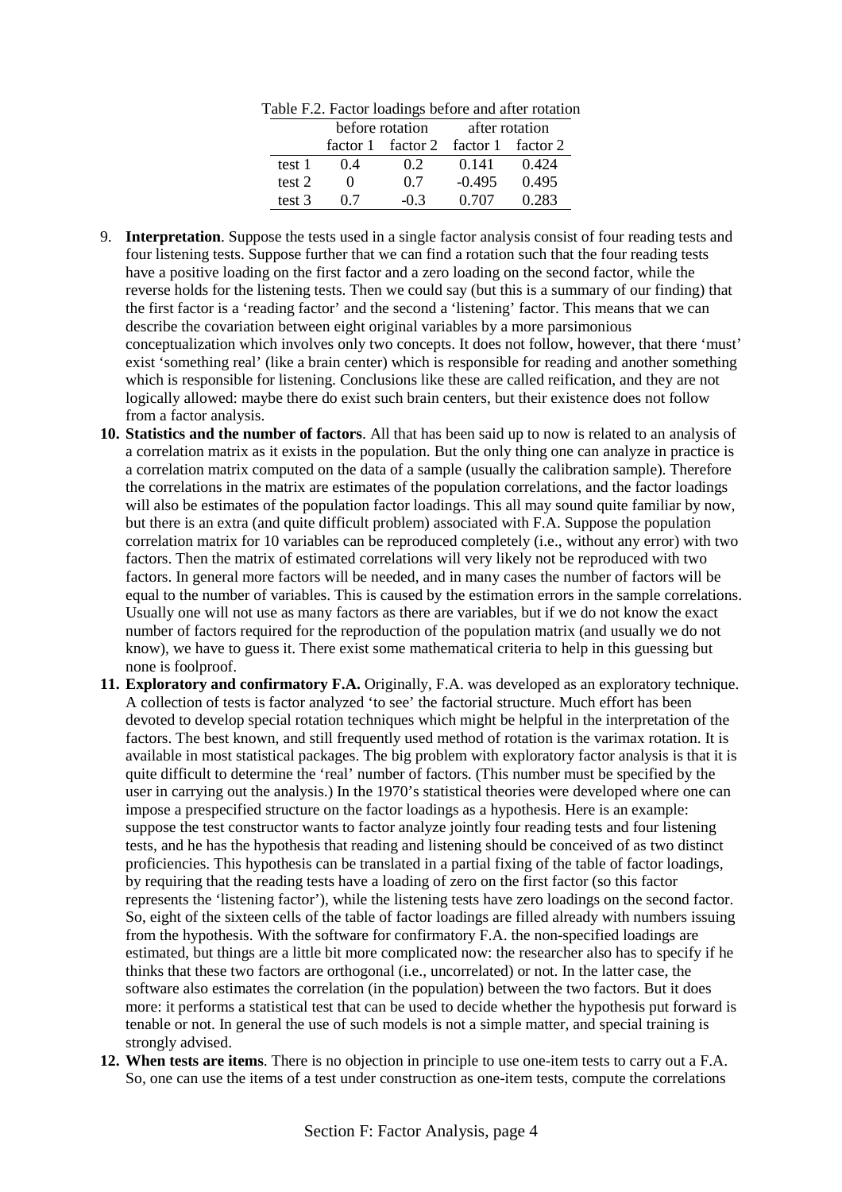Table F.2. Factor loadings before and after rotation

| | before rotation | | after rotation | |
|---|---|---|---|---|
| | factor 1 | factor 2 | factor 1 | factor 2 |
| test 1 | 0.4 | 0.2 | 0.141 | 0.424 |
| test 2 | 0 | 0.7 | -0.495 | 0.495 |
| test 3 | 0.7 | -0.3 | 0.707 | 0.283 |

9. **Interpretation**. Suppose the tests used in a single factor analysis consist of four reading tests and four listening tests. Suppose further that we can find a rotation such that the four reading tests have a positive loading on the first factor and a zero loading on the second factor, while the reverse holds for the listening tests. Then we could say (but this is a summary of our finding) that the first factor is a 'reading factor' and the second a 'listening' factor. This means that we can describe the covariation between eight original variables by a more parsimonious conceptualization which involves only two concepts. It does not follow, however, that there 'must' exist 'something real' (like a brain center) which is responsible for reading and another something which is responsible for listening. Conclusions like these are called reification, and they are not logically allowed: maybe there do exist such brain centers, but their existence does not follow from a factor analysis.

10. **Statistics and the number of factors**. All that has been said up to now is related to an analysis of a correlation matrix as it exists in the population. But the only thing one can analyze in practice is a correlation matrix computed on the data of a sample (usually the calibration sample). Therefore the correlations in the matrix are estimates of the population correlations, and the factor loadings will also be estimates of the population factor loadings. This all may sound quite familiar by now, but there is an extra (and quite difficult problem) associated with F.A. Suppose the population correlation matrix for 10 variables can be reproduced completely (i.e., without any error) with two factors. Then the matrix of estimated correlations will very likely not be reproduced with two factors. In general more factors will be needed, and in many cases the number of factors will be equal to the number of variables. This is caused by the estimation errors in the sample correlations. Usually one will not use as many factors as there are variables, but if we do not know the exact number of factors required for the reproduction of the population matrix (and usually we do not know), we have to guess it. There exist some mathematical criteria to help in this guessing but none is foolproof.

11. **Exploratory and confirmatory F.A.** Originally, F.A. was developed as an exploratory technique. A collection of tests is factor analyzed 'to see' the factorial structure. Much effort has been devoted to develop special rotation techniques which might be helpful in the interpretation of the factors. The best known, and still frequently used method of rotation is the varimax rotation. It is available in most statistical packages. The big problem with exploratory factor analysis is that it is quite difficult to determine the 'real' number of factors. (This number must be specified by the user in carrying out the analysis.) In the 1970's statistical theories were developed where one can impose a prespecified structure on the factor loadings as a hypothesis. Here is an example: suppose the test constructor wants to factor analyze jointly four reading tests and four listening tests, and he has the hypothesis that reading and listening should be conceived of as two distinct proficiencies. This hypothesis can be translated in a partial fixing of the table of factor loadings, by requiring that the reading tests have a loading of zero on the first factor (so this factor represents the 'listening factor'), while the listening tests have zero loadings on the second factor. So, eight of the sixteen cells of the table of factor loadings are filled already with numbers issuing from the hypothesis. With the software for confirmatory F.A. the non-specified loadings are estimated, but things are a little bit more complicated now: the researcher also has to specify if he thinks that these two factors are orthogonal (i.e., uncorrelated) or not. In the latter case, the software also estimates the correlation (in the population) between the two factors. But it does more: it performs a statistical test that can be used to decide whether the hypothesis put forward is tenable or not. In general the use of such models is not a simple matter, and special training is strongly advised.

12. **When tests are items**. There is no objection in principle to use one-item tests to carry out a F.A. So, one can use the items of a test under construction as one-item tests, compute the correlations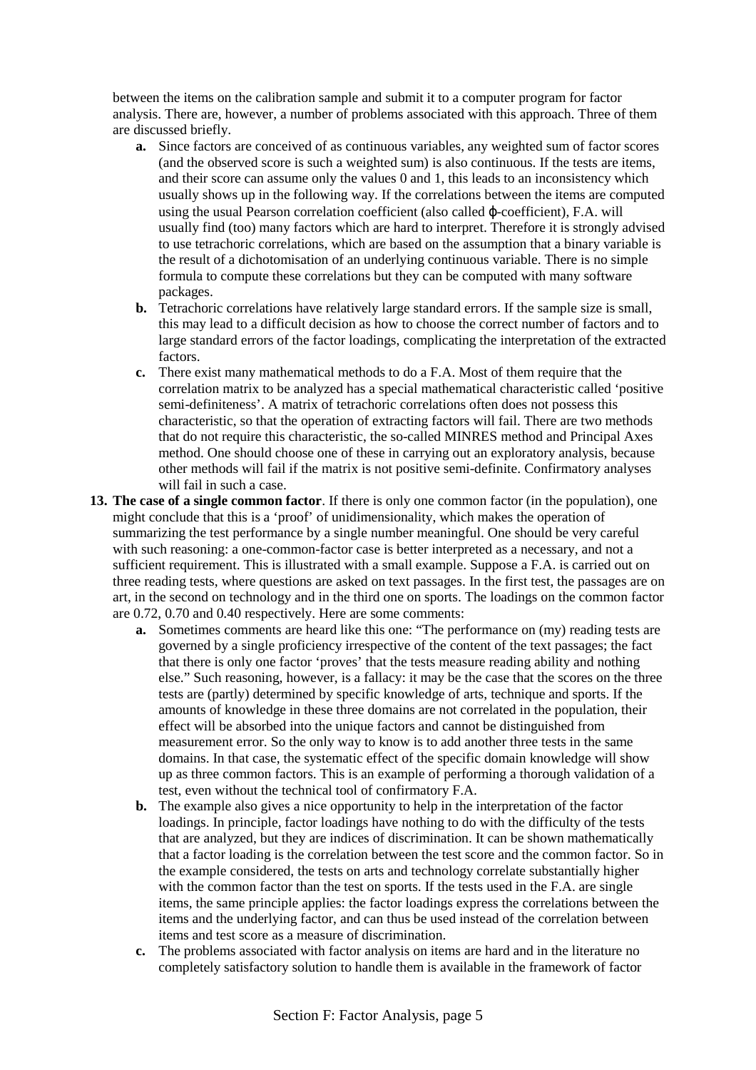between the items on the calibration sample and submit it to a computer program for factor analysis. There are, however, a number of problems associated with this approach. Three of them are discussed briefly.

- **a.** Since factors are conceived of as continuous variables, any weighted sum of factor scores (and the observed score is such a weighted sum) is also continuous. If the tests are items, and their score can assume only the values 0 and 1, this leads to an inconsistency which usually shows up in the following way. If the correlations between the items are computed using the usual Pearson correlation coefficient (also called $\varphi$-coefficient), F.A. will usually find (too) many factors which are hard to interpret. Therefore it is strongly advised to use tetrachoric correlations, which are based on the assumption that a binary variable is the result of a dichotomisation of an underlying continuous variable. There is no simple formula to compute these correlations but they can be computed with many software packages.
- **b.** Tetrachoric correlations have relatively large standard errors. If the sample size is small, this may lead to a difficult decision as how to choose the correct number of factors and to large standard errors of the factor loadings, complicating the interpretation of the extracted factors.
- **c.** There exist many mathematical methods to do a F.A. Most of them require that the correlation matrix to be analyzed has a special mathematical characteristic called 'positive semi-definiteness'. A matrix of tetrachoric correlations often does not possess this characteristic, so that the operation of extracting factors will fail. There are two methods that do not require this characteristic, the so-called MINRES method and Principal Axes method. One should choose one of these in carrying out an exploratory analysis, because other methods will fail if the matrix is not positive semi-definite. Confirmatory analyses will fail in such a case.

**13. The case of a single common factor**. If there is only one common factor (in the population), one might conclude that this is a 'proof' of unidimensionality, which makes the operation of summarizing the test performance by a single number meaningful. One should be very careful with such reasoning: a one-common-factor case is better interpreted as a necessary, and not a sufficient requirement. This is illustrated with a small example. Suppose a F.A. is carried out on three reading tests, where questions are asked on text passages. In the first test, the passages are on art, in the second on technology and in the third one on sports. The loadings on the common factor are 0.72, 0.70 and 0.40 respectively. Here are some comments:

- **a.** Sometimes comments are heard like this one: "The performance on (my) reading tests are governed by a single proficiency irrespective of the content of the text passages; the fact that there is only one factor 'proves' that the tests measure reading ability and nothing else." Such reasoning, however, is a fallacy: it may be the case that the scores on the three tests are (partly) determined by specific knowledge of arts, technique and sports. If the amounts of knowledge in these three domains are not correlated in the population, their effect will be absorbed into the unique factors and cannot be distinguished from measurement error. So the only way to know is to add another three tests in the same domains. In that case, the systematic effect of the specific domain knowledge will show up as three common factors. This is an example of performing a thorough validation of a test, even without the technical tool of confirmatory F.A.
- **b.** The example also gives a nice opportunity to help in the interpretation of the factor loadings. In principle, factor loadings have nothing to do with the difficulty of the tests that are analyzed, but they are indices of discrimination. It can be shown mathematically that a factor loading is the correlation between the test score and the common factor. So in the example considered, the tests on arts and technology correlate substantially higher with the common factor than the test on sports. If the tests used in the F.A. are single items, the same principle applies: the factor loadings express the correlations between the items and the underlying factor, and can thus be used instead of the correlation between items and test score as a measure of discrimination.
- **c.** The problems associated with factor analysis on items are hard and in the literature no completely satisfactory solution to handle them is available in the framework of factor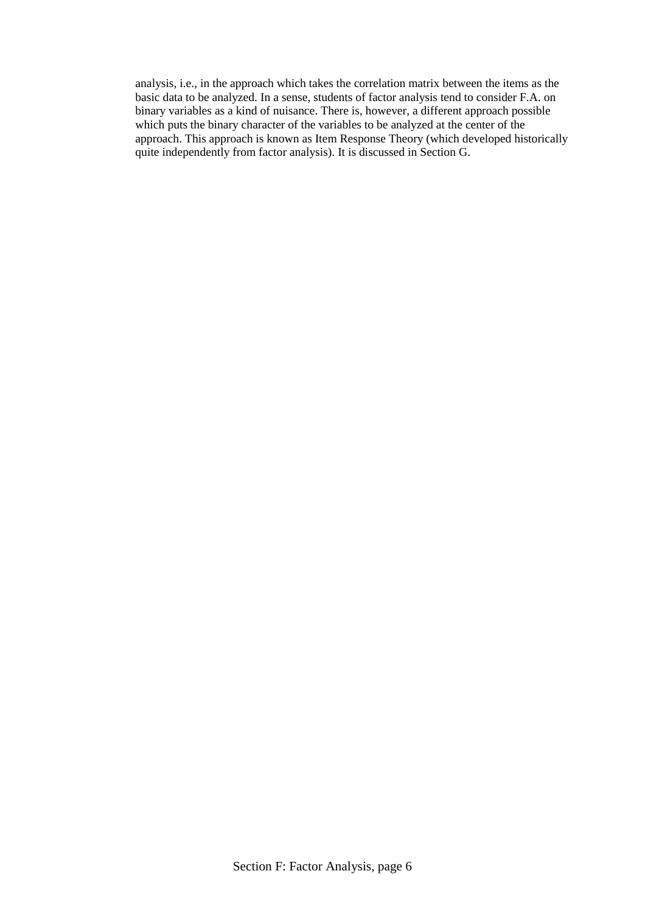analysis, i.e., in the approach which takes the correlation matrix between the items as the basic data to be analyzed. In a sense, students of factor analysis tend to consider F.A. on binary variables as a kind of nuisance. There is, however, a different approach possible which puts the binary character of the variables to be analyzed at the center of the approach. This approach is known as Item Response Theory (which developed historically quite independently from factor analysis). It is discussed in Section G.